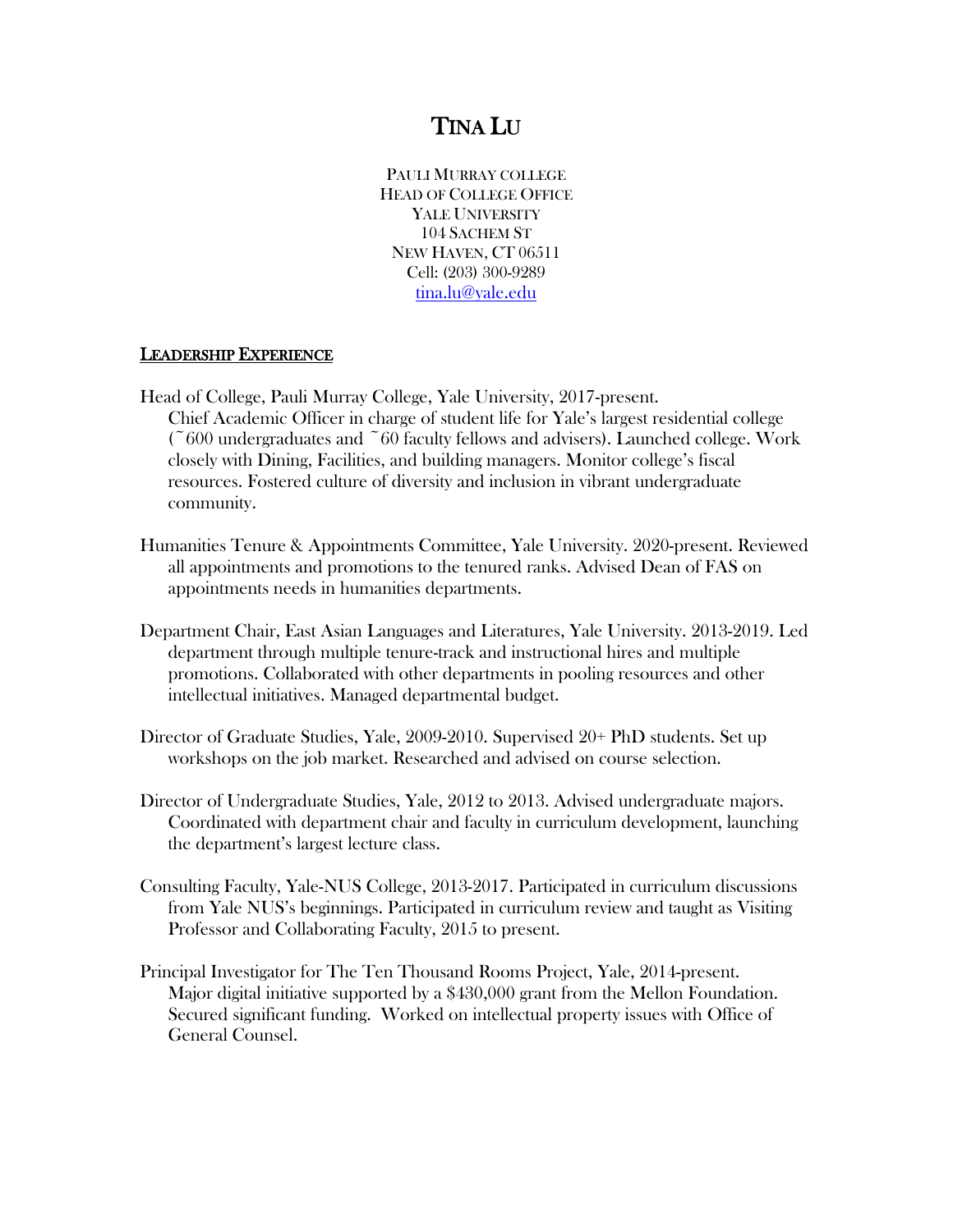# TINA LU

PAULI MURRAY COLLEGE
HEAD OF COLLEGE OFFICE
YALE UNIVERSITY
104 SACHEM ST
NEW HAVEN, CT 06511
Cell: (203) 300-9289
tina.lu@yale.edu

## LEADERSHIP EXPERIENCE

Head of College, Pauli Murray College, Yale University, 2017-present.
Chief Academic Officer in charge of student life for Yale's largest residential college (~600 undergraduates and ~60 faculty fellows and advisers). Launched college. Work closely with Dining, Facilities, and building managers. Monitor college's fiscal resources. Fostered culture of diversity and inclusion in vibrant undergraduate community.

Humanities Tenure & Appointments Committee, Yale University. 2020-present. Reviewed all appointments and promotions to the tenured ranks. Advised Dean of FAS on appointments needs in humanities departments.

Department Chair, East Asian Languages and Literatures, Yale University. 2013-2019. Led department through multiple tenure-track and instructional hires and multiple promotions. Collaborated with other departments in pooling resources and other intellectual initiatives. Managed departmental budget.

Director of Graduate Studies, Yale, 2009-2010. Supervised 20+ PhD students. Set up workshops on the job market. Researched and advised on course selection.

Director of Undergraduate Studies, Yale, 2012 to 2013. Advised undergraduate majors. Coordinated with department chair and faculty in curriculum development, launching the department's largest lecture class.

Consulting Faculty, Yale-NUS College, 2013-2017. Participated in curriculum discussions from Yale NUS's beginnings. Participated in curriculum review and taught as Visiting Professor and Collaborating Faculty, 2015 to present.

Principal Investigator for The Ten Thousand Rooms Project, Yale, 2014-present.
Major digital initiative supported by a $430,000 grant from the Mellon Foundation. Secured significant funding. Worked on intellectual property issues with Office of General Counsel.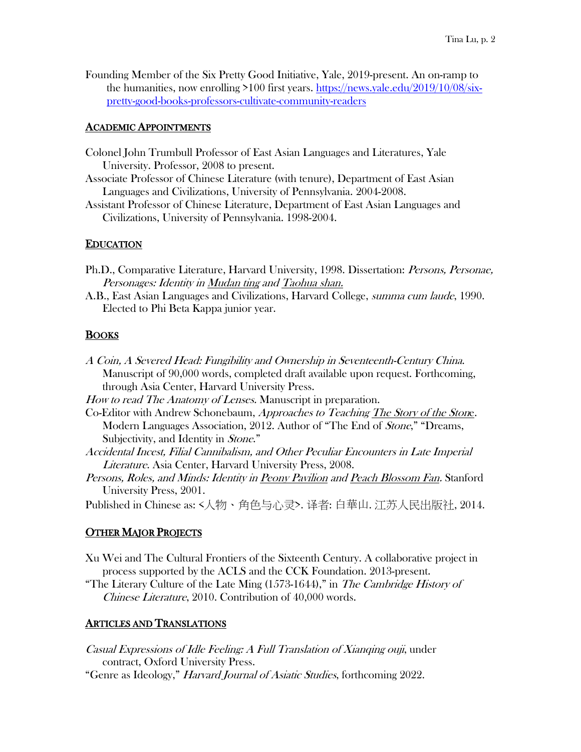Founding Member of the Six Pretty Good Initiative, Yale, 2019-present. An on-ramp to the humanities, now enrolling >100 first years. https://news.yale.edu/2019/10/08/six-pretty-good-books-professors-cultivate-community-readers

## ACADEMIC APPOINTMENTS

Colonel John Trumbull Professor of East Asian Languages and Literatures, Yale University. Professor, 2008 to present.

Associate Professor of Chinese Literature (with tenure), Department of East Asian Languages and Civilizations, University of Pennsylvania. 2004-2008.

Assistant Professor of Chinese Literature, Department of East Asian Languages and Civilizations, University of Pennsylvania. 1998-2004.

## EDUCATION

Ph.D., Comparative Literature, Harvard University, 1998. Dissertation: *Persons, Personae, Personages: Identity in Mudan ting and Taohua shan.*

A.B., East Asian Languages and Civilizations, Harvard College, *summa cum laude*, 1990. Elected to Phi Beta Kappa junior year.

## BOOKS

*A Coin, A Severed Head: Fungibility and Ownership in Seventeenth-Century China*. Manuscript of 90,000 words, completed draft available upon request. Forthcoming, through Asia Center, Harvard University Press.

*How to read The Anatomy of Lenses.* Manuscript in preparation.

Co-Editor with Andrew Schonebaum, *Approaches to Teaching The Story of the Stone*. Modern Languages Association, 2012. Author of "The End of *Stone*," "Dreams, Subjectivity, and Identity in *Stone*."

*Accidental Incest, Filial Cannibalism, and Other Peculiar Encounters in Late Imperial Literature*. Asia Center, Harvard University Press, 2008.

*Persons, Roles, and Minds: Identity in Peony Pavilion and Peach Blossom Fan*. Stanford University Press, 2001.

Published in Chinese as: <人物、角色与心灵>. 译者: 白華山. 江苏人民出版社, 2014.

## OTHER MAJOR PROJECTS

Xu Wei and The Cultural Frontiers of the Sixteenth Century. A collaborative project in process supported by the ACLS and the CCK Foundation. 2013-present.

"The Literary Culture of the Late Ming (1573-1644)," in *The Cambridge History of Chinese Literature*, 2010. Contribution of 40,000 words.

## ARTICLES AND TRANSLATIONS

*Casual Expressions of Idle Feeling: A Full Translation of Xianqing ouji*, under contract, Oxford University Press.

"Genre as Ideology," *Harvard Journal of Asiatic Studies*, forthcoming 2022.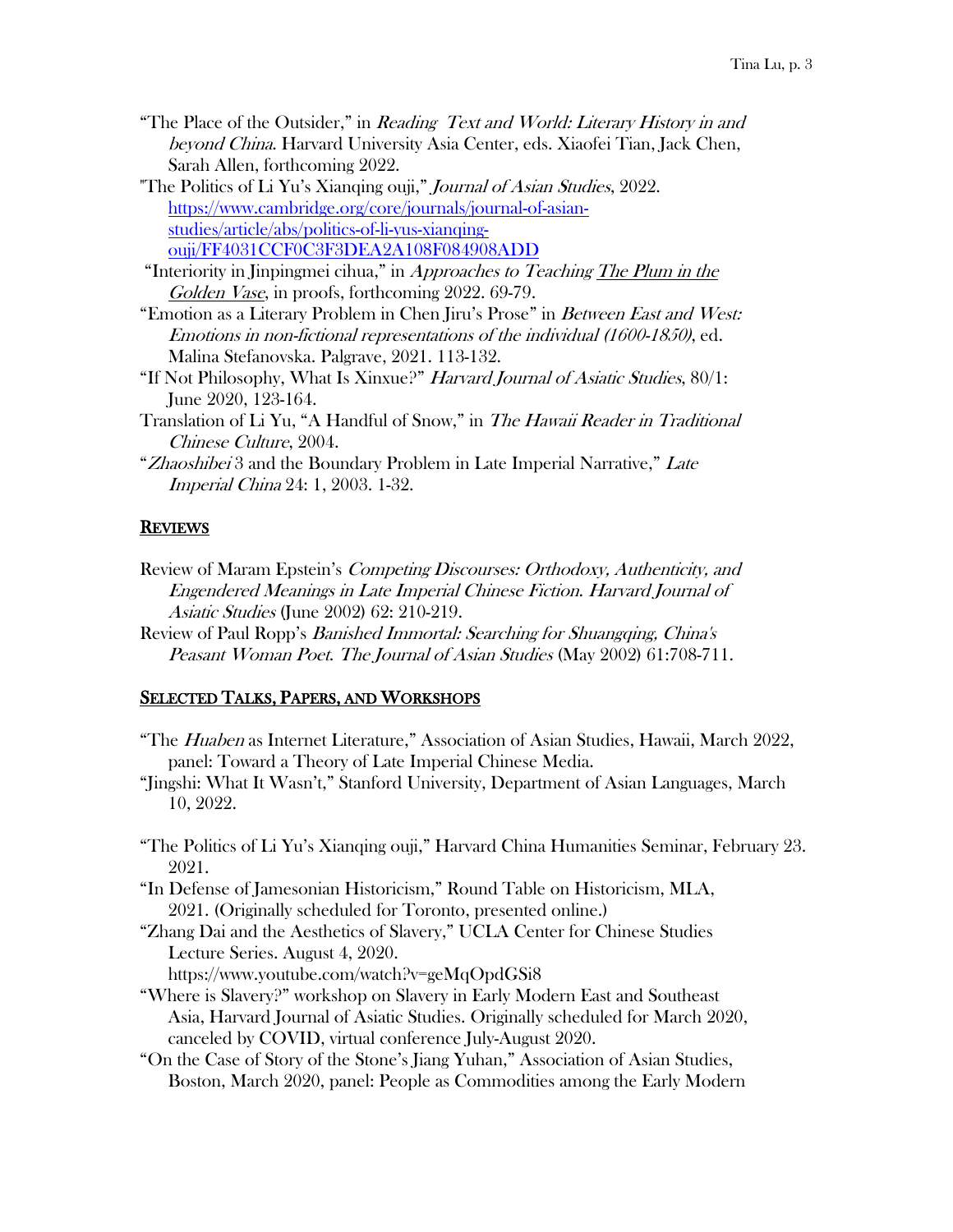"The Place of the Outsider," in *Reading Text and World: Literary History in and beyond China*. Harvard University Asia Center, eds. Xiaofei Tian, Jack Chen, Sarah Allen, forthcoming 2022.

"The Politics of Li Yu's Xianqing ouji," *Journal of Asian Studies*, 2022. https://www.cambridge.org/core/journals/journal-of-asian-studies/article/abs/politics-of-li-yus-xianqing-ouji/FF4031CCF0C3F3DEA2A108F084908ADD

"Interiority in Jinpingmei cihua," in *Approaches to Teaching The Plum in the Golden Vase*, in proofs, forthcoming 2022. 69-79.

"Emotion as a Literary Problem in Chen Jiru's Prose" in *Between East and West: Emotions in non-fictional representations of the individual (1600-1850)*, ed. Malina Stefanovska. Palgrave, 2021. 113-132.

"If Not Philosophy, What Is Xinxue?" *Harvard Journal of Asiatic Studies*, 80/1: June 2020, 123-164.

Translation of Li Yu, "A Handful of Snow," in *The Hawaii Reader in Traditional Chinese Culture*, 2004.

"*Zhaoshibei* 3 and the Boundary Problem in Late Imperial Narrative," *Late Imperial China* 24: 1, 2003. 1-32.

## Reviews

Review of Maram Epstein's *Competing Discourses: Orthodoxy, Authenticity, and Engendered Meanings in Late Imperial Chinese Fiction. Harvard Journal of Asiatic Studies* (June 2002) 62: 210-219.

Review of Paul Ropp's *Banished Immortal: Searching for Shuangqing, China's Peasant Woman Poet. The Journal of Asian Studies* (May 2002) 61:708-711.

## Selected Talks, Papers, and Workshops

"The *Huaben* as Internet Literature," Association of Asian Studies, Hawaii, March 2022, panel: Toward a Theory of Late Imperial Chinese Media.

"Jingshi: What It Wasn't," Stanford University, Department of Asian Languages, March 10, 2022.

"The Politics of Li Yu's Xianqing ouji," Harvard China Humanities Seminar, February 23. 2021.

"In Defense of Jamesonian Historicism," Round Table on Historicism, MLA, 2021. (Originally scheduled for Toronto, presented online.)

"Zhang Dai and the Aesthetics of Slavery," UCLA Center for Chinese Studies Lecture Series. August 4, 2020. https://www.youtube.com/watch?v=geMqOpdGSi8

"Where is Slavery?" workshop on Slavery in Early Modern East and Southeast Asia, Harvard Journal of Asiatic Studies. Originally scheduled for March 2020, canceled by COVID, virtual conference July-August 2020.

"On the Case of Story of the Stone's Jiang Yuhan," Association of Asian Studies, Boston, March 2020, panel: People as Commodities among the Early Modern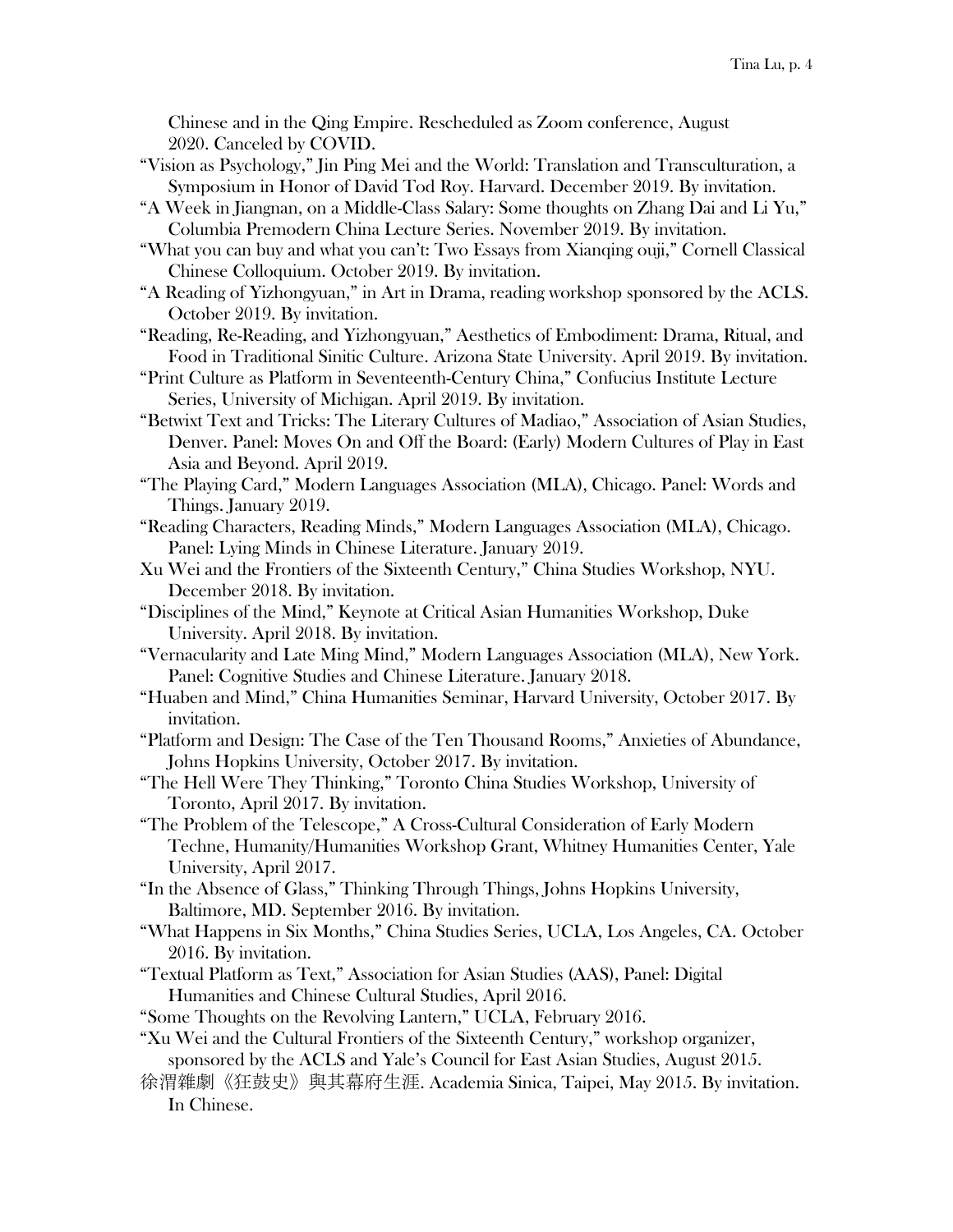Chinese and in the Qing Empire. Rescheduled as Zoom conference, August 2020. Canceled by COVID.

"Vision as Psychology," Jin Ping Mei and the World: Translation and Transculturation, a Symposium in Honor of David Tod Roy. Harvard. December 2019. By invitation.

"A Week in Jiangnan, on a Middle-Class Salary: Some thoughts on Zhang Dai and Li Yu," Columbia Premodern China Lecture Series. November 2019. By invitation.

"What you can buy and what you can't: Two Essays from Xianqing ouji," Cornell Classical Chinese Colloquium. October 2019. By invitation.

"A Reading of Yizhongyuan," in Art in Drama, reading workshop sponsored by the ACLS. October 2019. By invitation.

"Reading, Re-Reading, and Yizhongyuan," Aesthetics of Embodiment: Drama, Ritual, and Food in Traditional Sinitic Culture. Arizona State University. April 2019. By invitation.

"Print Culture as Platform in Seventeenth-Century China," Confucius Institute Lecture Series, University of Michigan. April 2019. By invitation.

"Betwixt Text and Tricks: The Literary Cultures of Madiao," Association of Asian Studies, Denver. Panel: Moves On and Off the Board: (Early) Modern Cultures of Play in East Asia and Beyond. April 2019.

"The Playing Card," Modern Languages Association (MLA), Chicago. Panel: Words and Things. January 2019.

"Reading Characters, Reading Minds," Modern Languages Association (MLA), Chicago. Panel: Lying Minds in Chinese Literature. January 2019.

Xu Wei and the Frontiers of the Sixteenth Century," China Studies Workshop, NYU. December 2018. By invitation.

"Disciplines of the Mind," Keynote at Critical Asian Humanities Workshop, Duke University. April 2018. By invitation.

"Vernacularity and Late Ming Mind," Modern Languages Association (MLA), New York. Panel: Cognitive Studies and Chinese Literature. January 2018.

"Huaben and Mind," China Humanities Seminar, Harvard University, October 2017. By invitation.

"Platform and Design: The Case of the Ten Thousand Rooms," Anxieties of Abundance, Johns Hopkins University, October 2017. By invitation.

"The Hell Were They Thinking," Toronto China Studies Workshop, University of Toronto, April 2017. By invitation.

"The Problem of the Telescope," A Cross-Cultural Consideration of Early Modern Techne, Humanity/Humanities Workshop Grant, Whitney Humanities Center, Yale University, April 2017.

"In the Absence of Glass," Thinking Through Things, Johns Hopkins University, Baltimore, MD. September 2016. By invitation.

"What Happens in Six Months," China Studies Series, UCLA, Los Angeles, CA. October 2016. By invitation.

"Textual Platform as Text," Association for Asian Studies (AAS), Panel: Digital Humanities and Chinese Cultural Studies, April 2016.

"Some Thoughts on the Revolving Lantern," UCLA, February 2016.

"Xu Wei and the Cultural Frontiers of the Sixteenth Century," workshop organizer, sponsored by the ACLS and Yale's Council for East Asian Studies, August 2015.

徐渭雜劇《狂鼓史》與其幕府生涯. Academia Sinica, Taipei, May 2015. By invitation. In Chinese.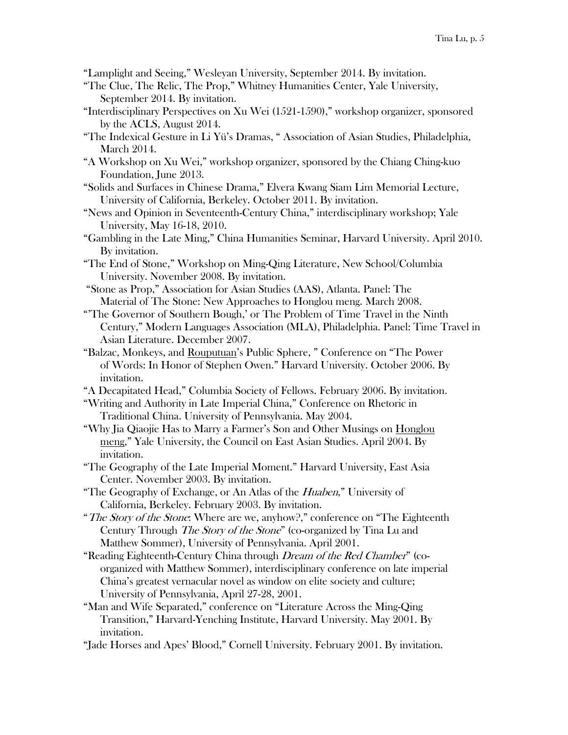"Lamplight and Seeing," Wesleyan University, September 2014. By invitation.

"The Clue, The Relic, The Prop," Whitney Humanities Center, Yale University, September 2014. By invitation.

"Interdisciplinary Perspectives on Xu Wei (1521-1590)," workshop organizer, sponsored by the ACLS, August 2014.

"The Indexical Gesture in Li Yü's Dramas, " Association of Asian Studies, Philadelphia, March 2014.

"A Workshop on Xu Wei," workshop organizer, sponsored by the Chiang Ching-kuo Foundation, June 2013.

"Solids and Surfaces in Chinese Drama," Elvera Kwang Siam Lim Memorial Lecture, University of California, Berkeley. October 2011. By invitation.

"News and Opinion in Seventeenth-Century China," interdisciplinary workshop; Yale University, May 16-18, 2010.

"Gambling in the Late Ming," China Humanities Seminar, Harvard University. April 2010. By invitation.

"The End of Stone," Workshop on Ming-Qing Literature, New School/Columbia University. November 2008. By invitation.

"Stone as Prop," Association for Asian Studies (AAS), Atlanta. Panel: The Material of The Stone: New Approaches to Honglou meng. March 2008.

"'The Governor of Southern Bough,' or The Problem of Time Travel in the Ninth Century," Modern Languages Association (MLA), Philadelphia. Panel: Time Travel in Asian Literature. December 2007.

"Balzac, Monkeys, and <u>Rouputuan</u>'s Public Sphere, " Conference on "The Power of Words: In Honor of Stephen Owen." Harvard University. October 2006. By invitation.

"A Decapitated Head," Columbia Society of Fellows. February 2006. By invitation.

"Writing and Authority in Late Imperial China," Conference on Rhetoric in Traditional China. University of Pennsylvania. May 2004.

"Why Jia Qiaojie Has to Marry a Farmer's Son and Other Musings on <u>Honglou meng</u>," Yale University, the Council on East Asian Studies. April 2004. By invitation.

"The Geography of the Late Imperial Moment." Harvard University, East Asia Center. November 2003. By invitation.

"The Geography of Exchange, or An Atlas of the *Huaben*," University of California, Berkeley. February 2003. By invitation.

"*The Story of the Stone*: Where are we, anyhow?," conference on "The Eighteenth Century Through *The Story of the Stone*" (co-organized by Tina Lu and Matthew Sommer), University of Pennsylvania. April 2001.

"Reading Eighteenth-Century China through *Dream of the Red Chamber*" (co-organized with Matthew Sommer), interdisciplinary conference on late imperial China's greatest vernacular novel as window on elite society and culture; University of Pennsylvania, April 27-28, 2001.

"Man and Wife Separated," conference on "Literature Across the Ming-Qing Transition," Harvard-Yenching Institute, Harvard University. May 2001. By invitation.

"Jade Horses and Apes' Blood," Cornell University. February 2001. By invitation.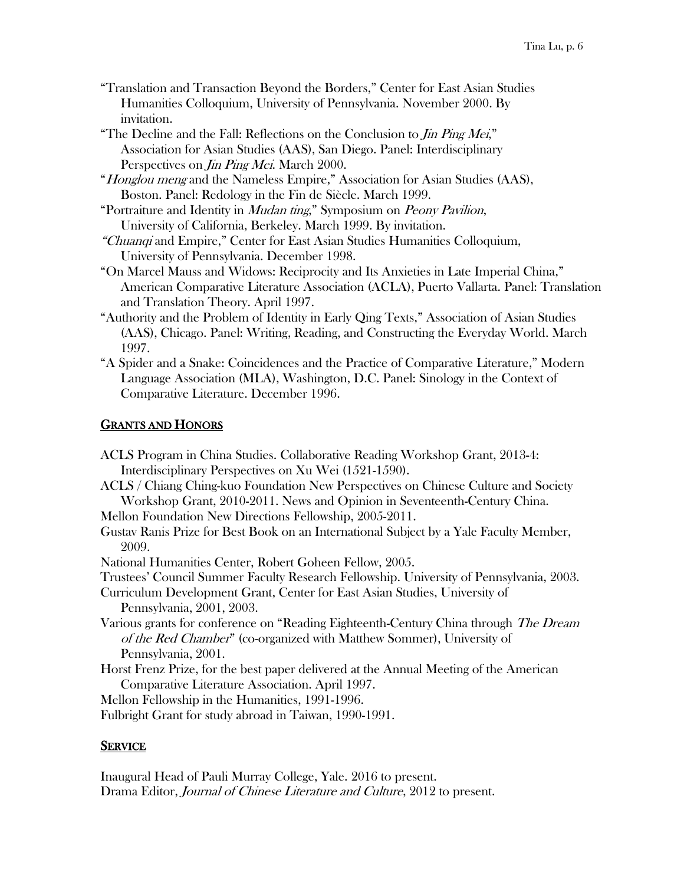"Translation and Transaction Beyond the Borders," Center for East Asian Studies Humanities Colloquium, University of Pennsylvania. November 2000. By invitation.

"The Decline and the Fall: Reflections on the Conclusion to *Jin Ping Mei*," Association for Asian Studies (AAS), San Diego. Panel: Interdisciplinary Perspectives on *Jin Ping Mei*. March 2000.

"*Honglou meng* and the Nameless Empire," Association for Asian Studies (AAS), Boston. Panel: Redology in the Fin de Siècle. March 1999.

"Portraiture and Identity in *Mudan ting*," Symposium on *Peony Pavilion*, University of California, Berkeley. March 1999. By invitation.

"*Chuanqi* and Empire," Center for East Asian Studies Humanities Colloquium, University of Pennsylvania. December 1998.

"On Marcel Mauss and Widows: Reciprocity and Its Anxieties in Late Imperial China," American Comparative Literature Association (ACLA), Puerto Vallarta. Panel: Translation and Translation Theory. April 1997.

"Authority and the Problem of Identity in Early Qing Texts," Association of Asian Studies (AAS), Chicago. Panel: Writing, Reading, and Constructing the Everyday World. March 1997.

"A Spider and a Snake: Coincidences and the Practice of Comparative Literature," Modern Language Association (MLA), Washington, D.C. Panel: Sinology in the Context of Comparative Literature. December 1996.

## GRANTS AND HONORS

ACLS Program in China Studies. Collaborative Reading Workshop Grant, 2013-4: Interdisciplinary Perspectives on Xu Wei (1521-1590).

ACLS / Chiang Ching-kuo Foundation New Perspectives on Chinese Culture and Society Workshop Grant, 2010-2011. News and Opinion in Seventeenth-Century China.

Mellon Foundation New Directions Fellowship, 2005-2011.

Gustav Ranis Prize for Best Book on an International Subject by a Yale Faculty Member, 2009.

National Humanities Center, Robert Goheen Fellow, 2005.

Trustees' Council Summer Faculty Research Fellowship. University of Pennsylvania, 2003.

Curriculum Development Grant, Center for East Asian Studies, University of Pennsylvania, 2001, 2003.

Various grants for conference on "Reading Eighteenth-Century China through *The Dream of the Red Chamber*" (co-organized with Matthew Sommer), University of Pennsylvania, 2001.

Horst Frenz Prize, for the best paper delivered at the Annual Meeting of the American Comparative Literature Association. April 1997.

Mellon Fellowship in the Humanities, 1991-1996.

Fulbright Grant for study abroad in Taiwan, 1990-1991.

## SERVICE

Inaugural Head of Pauli Murray College, Yale. 2016 to present.

Drama Editor, *Journal of Chinese Literature and Culture*, 2012 to present.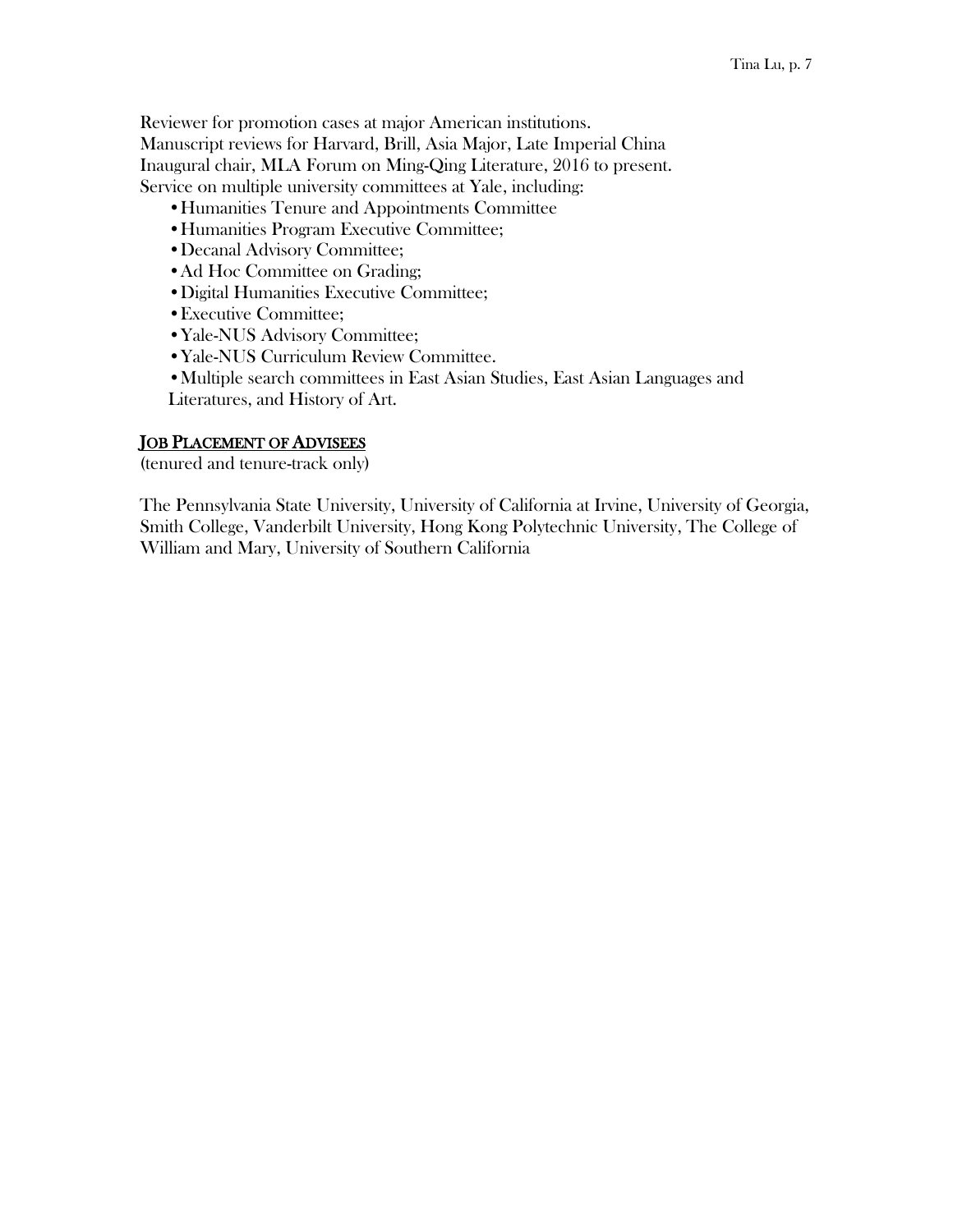Reviewer for promotion cases at major American institutions.
Manuscript reviews for Harvard, Brill, Asia Major, Late Imperial China
Inaugural chair, MLA Forum on Ming-Qing Literature, 2016 to present.
Service on multiple university committees at Yale, including:

- Humanities Tenure and Appointments Committee
- Humanities Program Executive Committee;
- Decanal Advisory Committee;
- Ad Hoc Committee on Grading;
- Digital Humanities Executive Committee;
- Executive Committee;
- Yale-NUS Advisory Committee;
- Yale-NUS Curriculum Review Committee.
- Multiple search committees in East Asian Studies, East Asian Languages and Literatures, and History of Art.

## JOB PLACEMENT OF ADVISEES

(tenured and tenure-track only)

The Pennsylvania State University, University of California at Irvine, University of Georgia, Smith College, Vanderbilt University, Hong Kong Polytechnic University, The College of William and Mary, University of Southern California